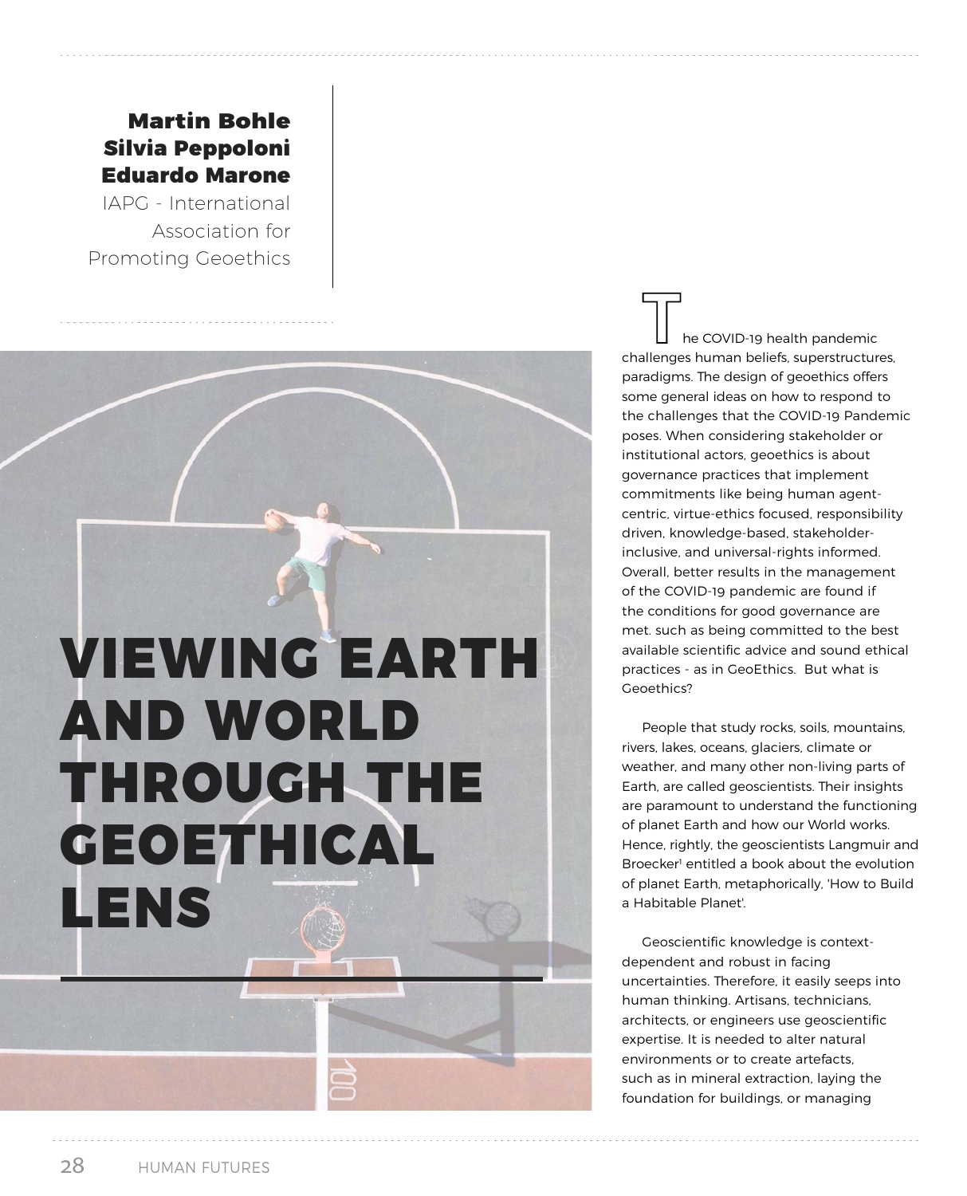**Martin Bohle**
**Silvia Peppoloni**
**Eduardo Marone**
IAPG - International Association for Promoting Geoethics

# VIEWING EARTH AND WORLD THROUGH THE GEOETHICAL LENS

The COVID-19 health pandemic challenges human beliefs, superstructures, paradigms. The design of geoethics offers some general ideas on how to respond to the challenges that the COVID-19 Pandemic poses. When considering stakeholder or institutional actors, geoethics is about governance practices that implement commitments like being human agent-centric, virtue-ethics focused, responsibility driven, knowledge-based, stakeholder-inclusive, and universal-rights informed. Overall, better results in the management of the COVID-19 pandemic are found if the conditions for good governance are met. such as being committed to the best available scientific advice and sound ethical practices - as in GeoEthics. But what is Geoethics?

People that study rocks, soils, mountains, rivers, lakes, oceans, glaciers, climate or weather, and many other non-living parts of Earth, are called geoscientists. Their insights are paramount to understand the functioning of planet Earth and how our World works. Hence, rightly, the geoscientists Langmuir and Broecker[1] entitled a book about the evolution of planet Earth, metaphorically, 'How to Build a Habitable Planet'.

Geoscientific knowledge is context-dependent and robust in facing uncertainties. Therefore, it easily seeps into human thinking. Artisans, technicians, architects, or engineers use geoscientific expertise. It is needed to alter natural environments or to create artefacts, such as in mineral extraction, laying the foundation for buildings, or managing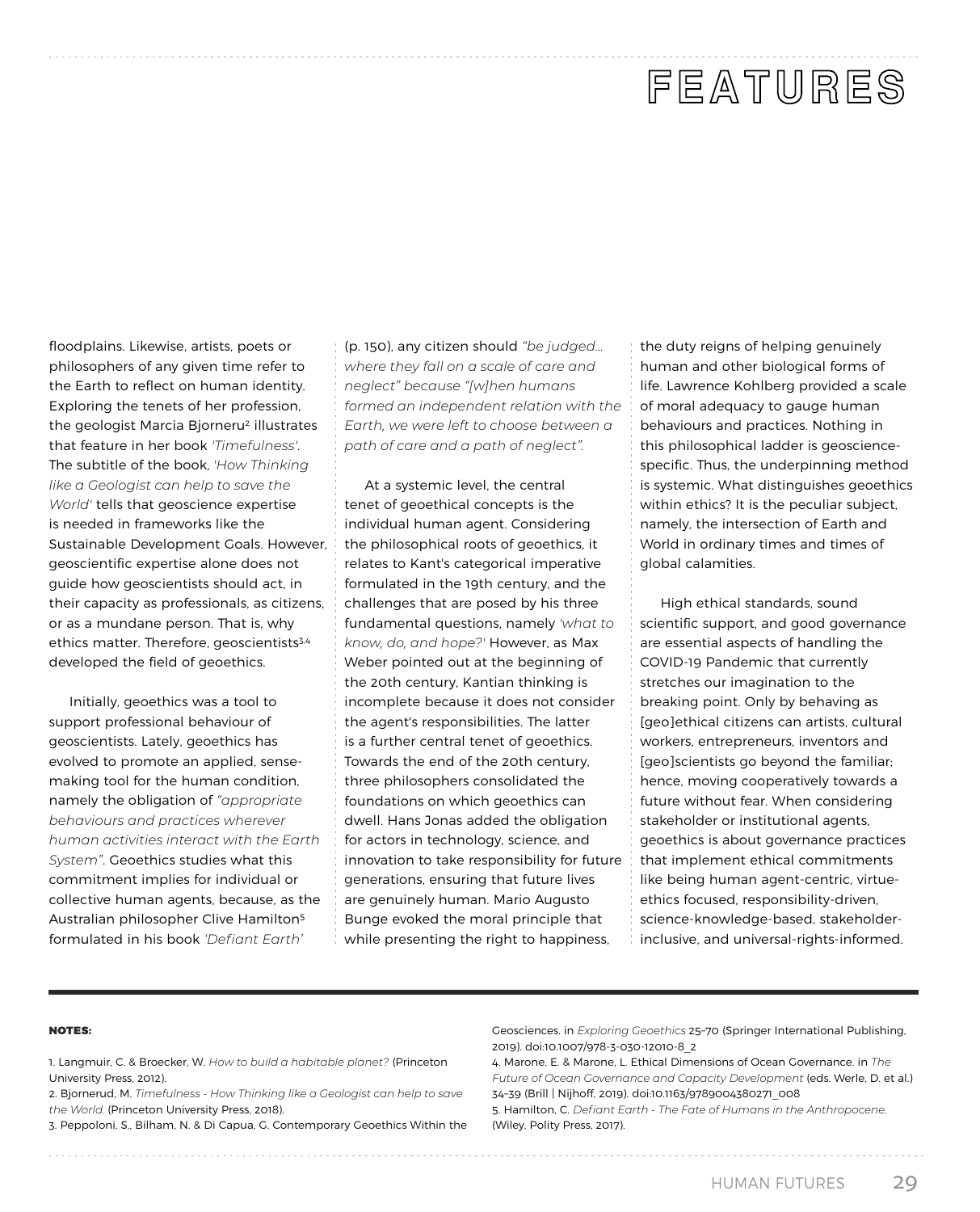# FEATURES

floodplains. Likewise, artists, poets or philosophers of any given time refer to the Earth to reflect on human identity. Exploring the tenets of her profession, the geologist Marcia Bjorneru[2] illustrates that feature in her book *'Timefulness'*. The subtitle of the book, *'How Thinking like a Geologist can help to save the World'* tells that geoscience expertise is needed in frameworks like the Sustainable Development Goals. However, geoscientific expertise alone does not guide how geoscientists should act, in their capacity as professionals, as citizens, or as a mundane person. That is, why ethics matter. Therefore, geoscientists[3,4] developed the field of geoethics.

Initially, geoethics was a tool to support professional behaviour of geoscientists. Lately, geoethics has evolved to promote an applied, sense-making tool for the human condition, namely the obligation of *"appropriate behaviours and practices wherever human activities interact with the Earth System"*. Geoethics studies what this commitment implies for individual or collective human agents, because, as the Australian philosopher Clive Hamilton[5] formulated in his book *'Defiant Earth'* (p. 150), any citizen should *"be judged... where they fall on a scale of care and neglect" because "[w]hen humans formed an independent relation with the Earth, we were left to choose between a path of care and a path of neglect"*.

At a systemic level, the central tenet of geoethical concepts is the individual human agent. Considering the philosophical roots of geoethics, it relates to Kant's categorical imperative formulated in the 19th century, and the challenges that are posed by his three fundamental questions, namely *'what to know, do, and hope?'* However, as Max Weber pointed out at the beginning of the 20th century, Kantian thinking is incomplete because it does not consider the agent's responsibilities. The latter is a further central tenet of geoethics. Towards the end of the 20th century, three philosophers consolidated the foundations on which geoethics can dwell. Hans Jonas added the obligation for actors in technology, science, and innovation to take responsibility for future generations, ensuring that future lives are genuinely human. Mario Augusto Bunge evoked the moral principle that while presenting the right to happiness, the duty reigns of helping genuinely human and other biological forms of life. Lawrence Kohlberg provided a scale of moral adequacy to gauge human behaviours and practices. Nothing in this philosophical ladder is geoscience-specific. Thus, the underpinning method is systemic. What distinguishes geoethics within ethics? It is the peculiar subject, namely, the intersection of Earth and World in ordinary times and times of global calamities.

High ethical standards, sound scientific support, and good governance are essential aspects of handling the COVID-19 Pandemic that currently stretches our imagination to the breaking point. Only by behaving as [geo]ethical citizens can artists, cultural workers, entrepreneurs, inventors and [geo]scientists go beyond the familiar; hence, moving cooperatively towards a future without fear. When considering stakeholder or institutional agents, geoethics is about governance practices that implement ethical commitments like being human agent-centric, virtue-ethics focused, responsibility-driven, science-knowledge-based, stakeholder-inclusive, and universal-rights-informed.

---

**NOTES:**

1. Langmuir, C. & Broecker, W. *How to build a habitable planet?* (Princeton University Press, 2012).
2. Bjornerud, M. *Timefulness - How Thinking like a Geologist can help to save the World.* (Princeton University Press, 2018).
3. Peppoloni, S., Bilham, N. & Di Capua, G. Contemporary Geoethics Within the Geosciences. in *Exploring Geoethics* 25–70 (Springer International Publishing, 2019). doi:10.1007/978-3-030-12010-8_2
4. Marone, E. & Marone, L. Ethical Dimensions of Ocean Governance. in *The Future of Ocean Governance and Capacity Development* (eds. Werle, D. et al.) 34–39 (Brill | Nijhoff, 2019). doi:10.1163/9789004380271_008
5. Hamilton, C. *Defiant Earth - The Fate of Humans in the Anthropocene.* (Wiley, Polity Press, 2017).